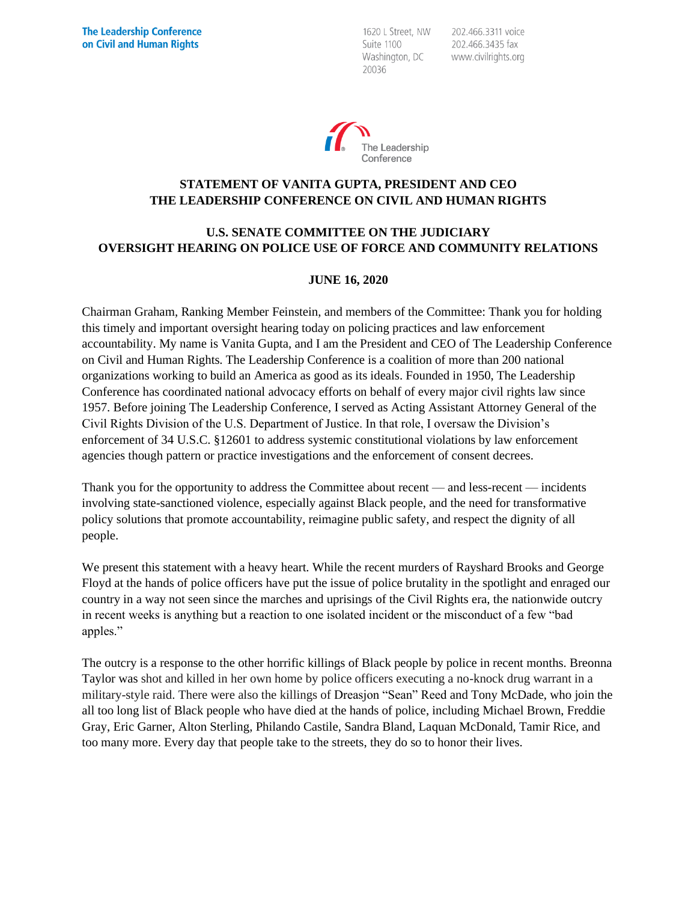The Leadership Conference on Civil and Human Rights

1620 L Street, NW
Suite 1100
Washington, DC
20036

202.466.3311 voice
202.466.3435 fax
www.civilrights.org

The Leadership Conference

**STATEMENT OF VANITA GUPTA, PRESIDENT AND CEO**
**THE LEADERSHIP CONFERENCE ON CIVIL AND HUMAN RIGHTS**

**U.S. SENATE COMMITTEE ON THE JUDICIARY**
**OVERSIGHT HEARING ON POLICE USE OF FORCE AND COMMUNITY RELATIONS**

**JUNE 16, 2020**

Chairman Graham, Ranking Member Feinstein, and members of the Committee: Thank you for holding this timely and important oversight hearing today on policing practices and law enforcement accountability. My name is Vanita Gupta, and I am the President and CEO of The Leadership Conference on Civil and Human Rights. The Leadership Conference is a coalition of more than 200 national organizations working to build an America as good as its ideals. Founded in 1950, The Leadership Conference has coordinated national advocacy efforts on behalf of every major civil rights law since 1957. Before joining The Leadership Conference, I served as Acting Assistant Attorney General of the Civil Rights Division of the U.S. Department of Justice. In that role, I oversaw the Division's enforcement of 34 U.S.C. §12601 to address systemic constitutional violations by law enforcement agencies though pattern or practice investigations and the enforcement of consent decrees.

Thank you for the opportunity to address the Committee about recent — and less-recent — incidents involving state-sanctioned violence, especially against Black people, and the need for transformative policy solutions that promote accountability, reimagine public safety, and respect the dignity of all people.

We present this statement with a heavy heart. While the recent murders of Rayshard Brooks and George Floyd at the hands of police officers have put the issue of police brutality in the spotlight and enraged our country in a way not seen since the marches and uprisings of the Civil Rights era, the nationwide outcry in recent weeks is anything but a reaction to one isolated incident or the misconduct of a few "bad apples."

The outcry is a response to the other horrific killings of Black people by police in recent months. Breonna Taylor was shot and killed in her own home by police officers executing a no-knock drug warrant in a military-style raid. There were also the killings of Dreasjon "Sean" Reed and Tony McDade, who join the all too long list of Black people who have died at the hands of police, including Michael Brown, Freddie Gray, Eric Garner, Alton Sterling, Philando Castile, Sandra Bland, Laquan McDonald, Tamir Rice, and too many more. Every day that people take to the streets, they do so to honor their lives.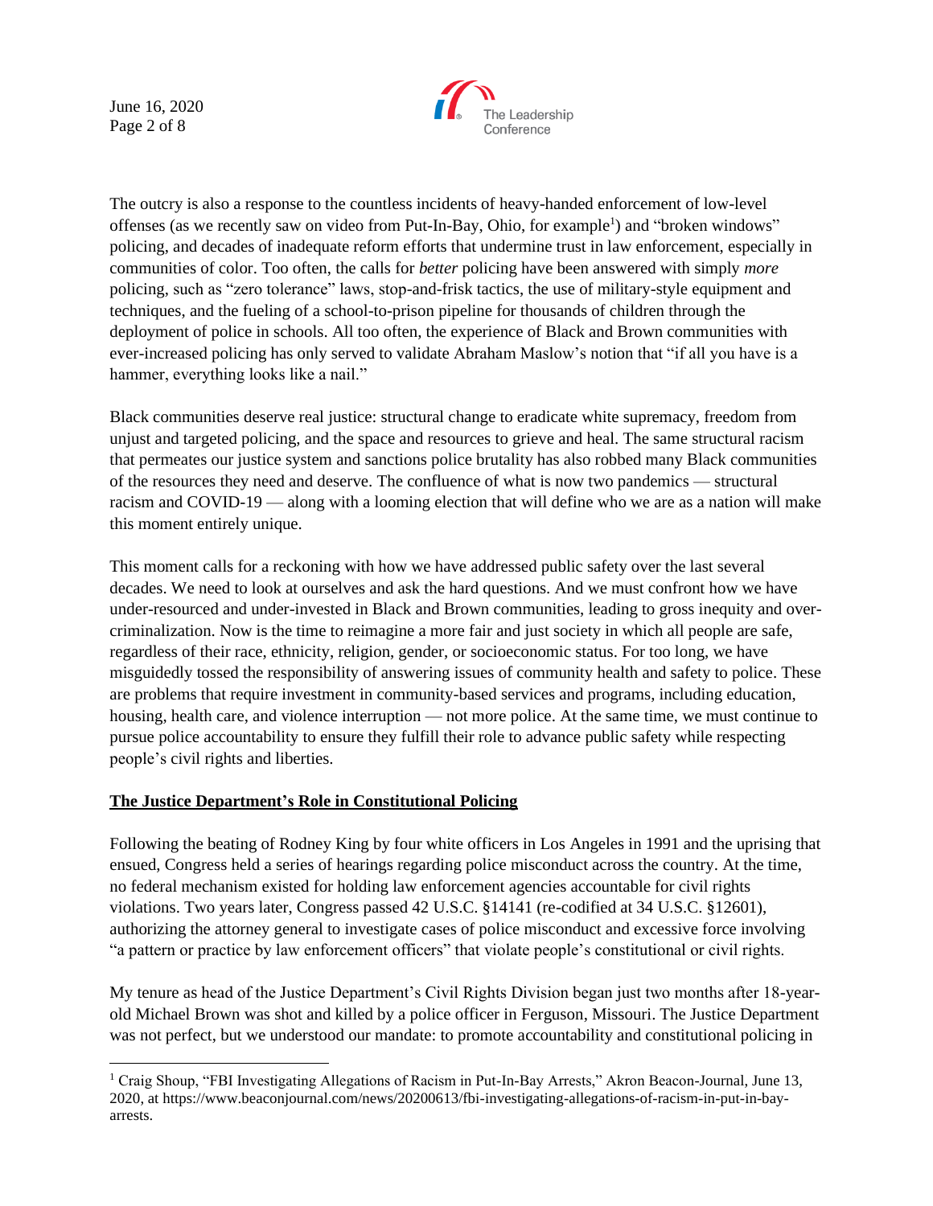The outcry is also a response to the countless incidents of heavy-handed enforcement of low-level offenses (as we recently saw on video from Put-In-Bay, Ohio, for example[1]) and "broken windows" policing, and decades of inadequate reform efforts that undermine trust in law enforcement, especially in communities of color. Too often, the calls for *better* policing have been answered with simply *more* policing, such as "zero tolerance" laws, stop-and-frisk tactics, the use of military-style equipment and techniques, and the fueling of a school-to-prison pipeline for thousands of children through the deployment of police in schools. All too often, the experience of Black and Brown communities with ever-increased policing has only served to validate Abraham Maslow's notion that "if all you have is a hammer, everything looks like a nail."

Black communities deserve real justice: structural change to eradicate white supremacy, freedom from unjust and targeted policing, and the space and resources to grieve and heal. The same structural racism that permeates our justice system and sanctions police brutality has also robbed many Black communities of the resources they need and deserve. The confluence of what is now two pandemics — structural racism and COVID-19 — along with a looming election that will define who we are as a nation will make this moment entirely unique.

This moment calls for a reckoning with how we have addressed public safety over the last several decades. We need to look at ourselves and ask the hard questions. And we must confront how we have under-resourced and under-invested in Black and Brown communities, leading to gross inequity and over-criminalization. Now is the time to reimagine a more fair and just society in which all people are safe, regardless of their race, ethnicity, religion, gender, or socioeconomic status. For too long, we have misguidedly tossed the responsibility of answering issues of community health and safety to police. These are problems that require investment in community-based services and programs, including education, housing, health care, and violence interruption — not more police. At the same time, we must continue to pursue police accountability to ensure they fulfill their role to advance public safety while respecting people's civil rights and liberties.

**The Justice Department's Role in Constitutional Policing**

Following the beating of Rodney King by four white officers in Los Angeles in 1991 and the uprising that ensued, Congress held a series of hearings regarding police misconduct across the country. At the time, no federal mechanism existed for holding law enforcement agencies accountable for civil rights violations. Two years later, Congress passed 42 U.S.C. §14141 (re-codified at 34 U.S.C. §12601), authorizing the attorney general to investigate cases of police misconduct and excessive force involving "a pattern or practice by law enforcement officers" that violate people's constitutional or civil rights.

My tenure as head of the Justice Department's Civil Rights Division began just two months after 18-year-old Michael Brown was shot and killed by a police officer in Ferguson, Missouri. The Justice Department was not perfect, but we understood our mandate: to promote accountability and constitutional policing in

[1] Craig Shoup, "FBI Investigating Allegations of Racism in Put-In-Bay Arrests," Akron Beacon-Journal, June 13, 2020, at https://www.beaconjournal.com/news/20200613/fbi-investigating-allegations-of-racism-in-put-in-bay-arrests.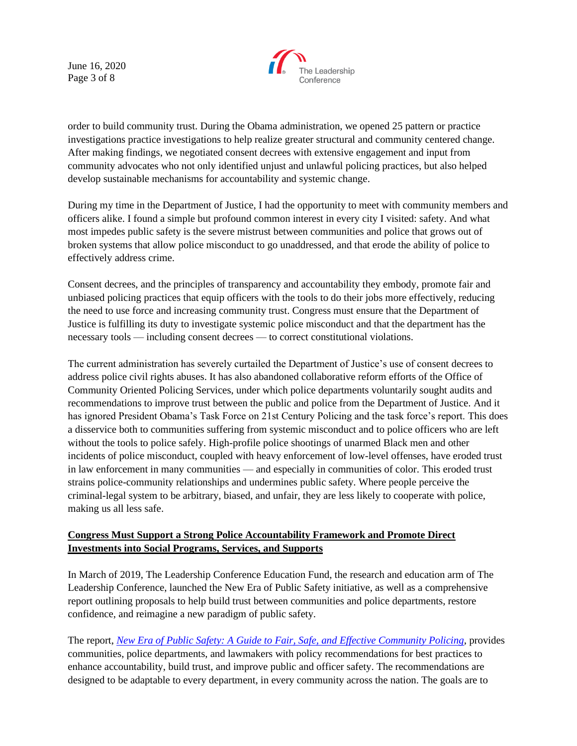order to build community trust. During the Obama administration, we opened 25 pattern or practice investigations practice investigations to help realize greater structural and community centered change. After making findings, we negotiated consent decrees with extensive engagement and input from community advocates who not only identified unjust and unlawful policing practices, but also helped develop sustainable mechanisms for accountability and systemic change.

During my time in the Department of Justice, I had the opportunity to meet with community members and officers alike. I found a simple but profound common interest in every city I visited: safety. And what most impedes public safety is the severe mistrust between communities and police that grows out of broken systems that allow police misconduct to go unaddressed, and that erode the ability of police to effectively address crime.

Consent decrees, and the principles of transparency and accountability they embody, promote fair and unbiased policing practices that equip officers with the tools to do their jobs more effectively, reducing the need to use force and increasing community trust. Congress must ensure that the Department of Justice is fulfilling its duty to investigate systemic police misconduct and that the department has the necessary tools — including consent decrees — to correct constitutional violations.

The current administration has severely curtailed the Department of Justice's use of consent decrees to address police civil rights abuses. It has also abandoned collaborative reform efforts of the Office of Community Oriented Policing Services, under which police departments voluntarily sought audits and recommendations to improve trust between the public and police from the Department of Justice. And it has ignored President Obama's Task Force on 21st Century Policing and the task force's report. This does a disservice both to communities suffering from systemic misconduct and to police officers who are left without the tools to police safely. High-profile police shootings of unarmed Black men and other incidents of police misconduct, coupled with heavy enforcement of low-level offenses, have eroded trust in law enforcement in many communities — and especially in communities of color. This eroded trust strains police-community relationships and undermines public safety. Where people perceive the criminal-legal system to be arbitrary, biased, and unfair, they are less likely to cooperate with police, making us all less safe.

**Congress Must Support a Strong Police Accountability Framework and Promote Direct Investments into Social Programs, Services, and Supports**

In March of 2019, The Leadership Conference Education Fund, the research and education arm of The Leadership Conference, launched the New Era of Public Safety initiative, as well as a comprehensive report outlining proposals to help build trust between communities and police departments, restore confidence, and reimagine a new paradigm of public safety.

The report, *New Era of Public Safety: A Guide to Fair, Safe, and Effective Community Policing*, provides communities, police departments, and lawmakers with policy recommendations for best practices to enhance accountability, build trust, and improve public and officer safety. The recommendations are designed to be adaptable to every department, in every community across the nation. The goals are to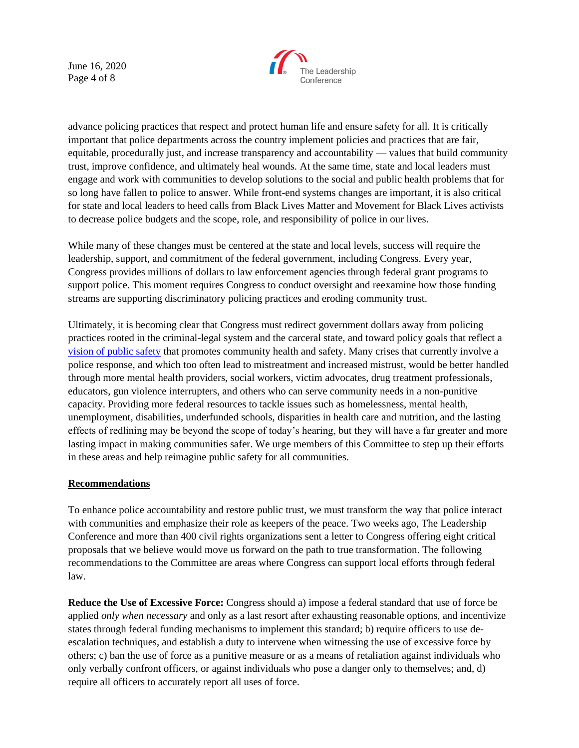advance policing practices that respect and protect human life and ensure safety for all. It is critically important that police departments across the country implement policies and practices that are fair, equitable, procedurally just, and increase transparency and accountability — values that build community trust, improve confidence, and ultimately heal wounds. At the same time, state and local leaders must engage and work with communities to develop solutions to the social and public health problems that for so long have fallen to police to answer. While front-end systems changes are important, it is also critical for state and local leaders to heed calls from Black Lives Matter and Movement for Black Lives activists to decrease police budgets and the scope, role, and responsibility of police in our lives.

While many of these changes must be centered at the state and local levels, success will require the leadership, support, and commitment of the federal government, including Congress. Every year, Congress provides millions of dollars to law enforcement agencies through federal grant programs to support police. This moment requires Congress to conduct oversight and reexamine how those funding streams are supporting discriminatory policing practices and eroding community trust.

Ultimately, it is becoming clear that Congress must redirect government dollars away from policing practices rooted in the criminal-legal system and the carceral state, and toward policy goals that reflect a vision of public safety that promotes community health and safety. Many crises that currently involve a police response, and which too often lead to mistreatment and increased mistrust, would be better handled through more mental health providers, social workers, victim advocates, drug treatment professionals, educators, gun violence interrupters, and others who can serve community needs in a non-punitive capacity. Providing more federal resources to tackle issues such as homelessness, mental health, unemployment, disabilities, underfunded schools, disparities in health care and nutrition, and the lasting effects of redlining may be beyond the scope of today's hearing, but they will have a far greater and more lasting impact in making communities safer. We urge members of this Committee to step up their efforts in these areas and help reimagine public safety for all communities.

## Recommendations

To enhance police accountability and restore public trust, we must transform the way that police interact with communities and emphasize their role as keepers of the peace. Two weeks ago, The Leadership Conference and more than 400 civil rights organizations sent a letter to Congress offering eight critical proposals that we believe would move us forward on the path to true transformation. The following recommendations to the Committee are areas where Congress can support local efforts through federal law.

**Reduce the Use of Excessive Force:** Congress should a) impose a federal standard that use of force be applied *only when necessary* and only as a last resort after exhausting reasonable options, and incentivize states through federal funding mechanisms to implement this standard; b) require officers to use de-escalation techniques, and establish a duty to intervene when witnessing the use of excessive force by others; c) ban the use of force as a punitive measure or as a means of retaliation against individuals who only verbally confront officers, or against individuals who pose a danger only to themselves; and, d) require all officers to accurately report all uses of force.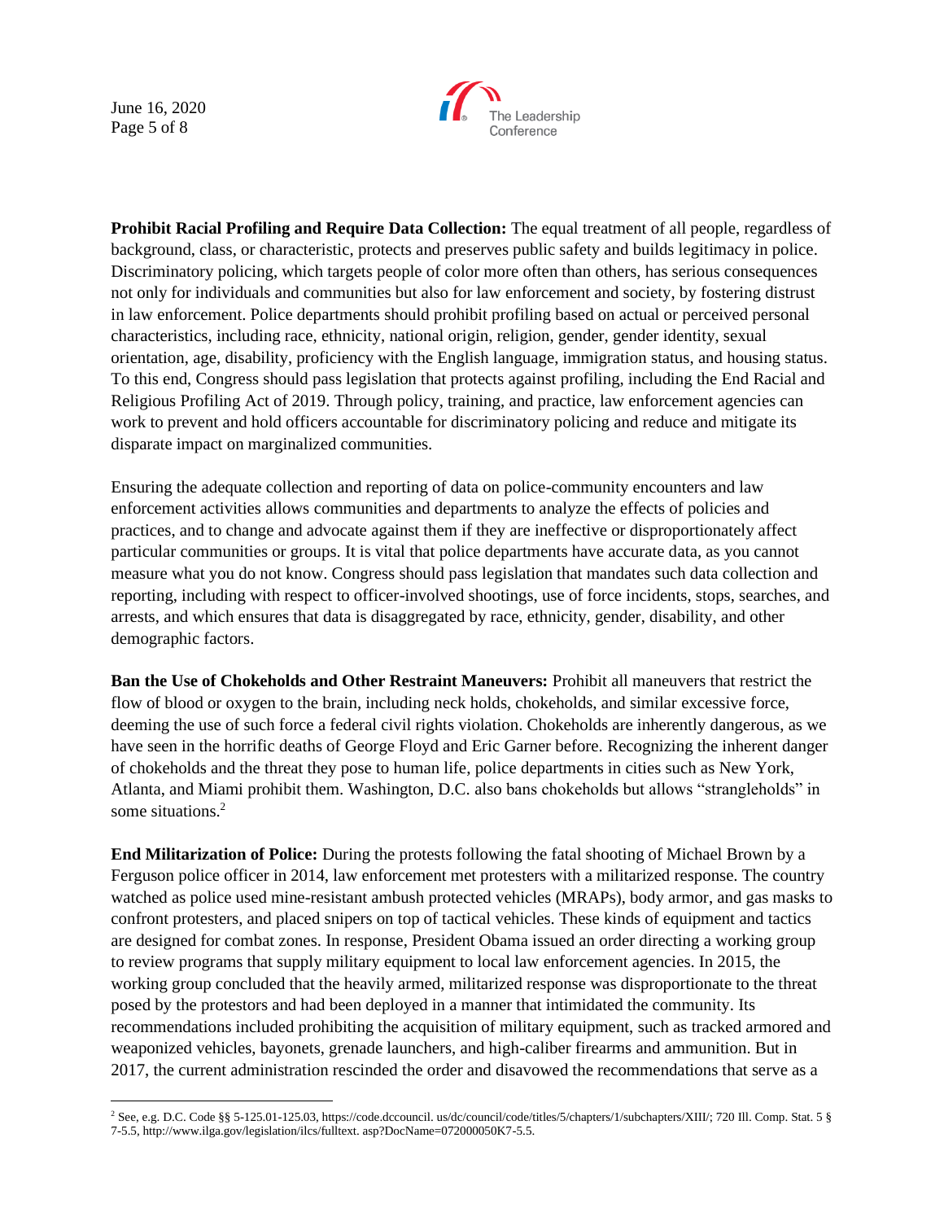**Prohibit Racial Profiling and Require Data Collection:** The equal treatment of all people, regardless of background, class, or characteristic, protects and preserves public safety and builds legitimacy in police. Discriminatory policing, which targets people of color more often than others, has serious consequences not only for individuals and communities but also for law enforcement and society, by fostering distrust in law enforcement. Police departments should prohibit profiling based on actual or perceived personal characteristics, including race, ethnicity, national origin, religion, gender, gender identity, sexual orientation, age, disability, proficiency with the English language, immigration status, and housing status. To this end, Congress should pass legislation that protects against profiling, including the End Racial and Religious Profiling Act of 2019. Through policy, training, and practice, law enforcement agencies can work to prevent and hold officers accountable for discriminatory policing and reduce and mitigate its disparate impact on marginalized communities.

Ensuring the adequate collection and reporting of data on police-community encounters and law enforcement activities allows communities and departments to analyze the effects of policies and practices, and to change and advocate against them if they are ineffective or disproportionately affect particular communities or groups. It is vital that police departments have accurate data, as you cannot measure what you do not know. Congress should pass legislation that mandates such data collection and reporting, including with respect to officer-involved shootings, use of force incidents, stops, searches, and arrests, and which ensures that data is disaggregated by race, ethnicity, gender, disability, and other demographic factors.

**Ban the Use of Chokeholds and Other Restraint Maneuvers:** Prohibit all maneuvers that restrict the flow of blood or oxygen to the brain, including neck holds, chokeholds, and similar excessive force, deeming the use of such force a federal civil rights violation. Chokeholds are inherently dangerous, as we have seen in the horrific deaths of George Floyd and Eric Garner before. Recognizing the inherent danger of chokeholds and the threat they pose to human life, police departments in cities such as New York, Atlanta, and Miami prohibit them. Washington, D.C. also bans chokeholds but allows "strangleholds" in some situations.[2]

**End Militarization of Police:** During the protests following the fatal shooting of Michael Brown by a Ferguson police officer in 2014, law enforcement met protesters with a militarized response. The country watched as police used mine-resistant ambush protected vehicles (MRAPs), body armor, and gas masks to confront protesters, and placed snipers on top of tactical vehicles. These kinds of equipment and tactics are designed for combat zones. In response, President Obama issued an order directing a working group to review programs that supply military equipment to local law enforcement agencies. In 2015, the working group concluded that the heavily armed, militarized response was disproportionate to the threat posed by the protestors and had been deployed in a manner that intimidated the community. Its recommendations included prohibiting the acquisition of military equipment, such as tracked armored and weaponized vehicles, bayonets, grenade launchers, and high-caliber firearms and ammunition. But in 2017, the current administration rescinded the order and disavowed the recommendations that serve as a

---

[2] See, e.g. D.C. Code §§ 5-125.01-125.03, https://code.dccouncil. us/dc/council/code/titles/5/chapters/1/subchapters/XIII/; 720 Ill. Comp. Stat. 5 § 7-5.5, http://www.ilga.gov/legislation/ilcs/fulltext. asp?DocName=072000050K7-5.5.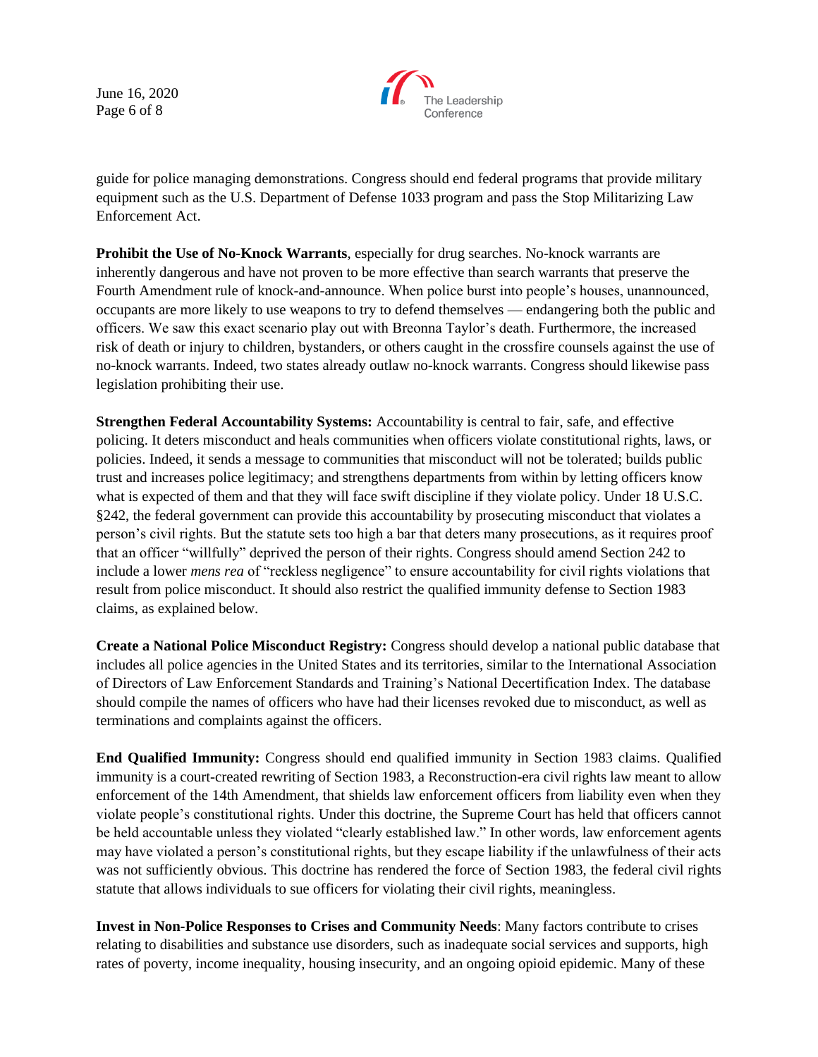guide for police managing demonstrations. Congress should end federal programs that provide military equipment such as the U.S. Department of Defense 1033 program and pass the Stop Militarizing Law Enforcement Act.

**Prohibit the Use of No-Knock Warrants**, especially for drug searches. No-knock warrants are inherently dangerous and have not proven to be more effective than search warrants that preserve the Fourth Amendment rule of knock-and-announce. When police burst into people's houses, unannounced, occupants are more likely to use weapons to try to defend themselves — endangering both the public and officers. We saw this exact scenario play out with Breonna Taylor's death. Furthermore, the increased risk of death or injury to children, bystanders, or others caught in the crossfire counsels against the use of no-knock warrants. Indeed, two states already outlaw no-knock warrants. Congress should likewise pass legislation prohibiting their use.

**Strengthen Federal Accountability Systems:** Accountability is central to fair, safe, and effective policing. It deters misconduct and heals communities when officers violate constitutional rights, laws, or policies. Indeed, it sends a message to communities that misconduct will not be tolerated; builds public trust and increases police legitimacy; and strengthens departments from within by letting officers know what is expected of them and that they will face swift discipline if they violate policy. Under 18 U.S.C. §242, the federal government can provide this accountability by prosecuting misconduct that violates a person's civil rights. But the statute sets too high a bar that deters many prosecutions, as it requires proof that an officer "willfully" deprived the person of their rights. Congress should amend Section 242 to include a lower *mens rea* of "reckless negligence" to ensure accountability for civil rights violations that result from police misconduct. It should also restrict the qualified immunity defense to Section 1983 claims, as explained below.

**Create a National Police Misconduct Registry:** Congress should develop a national public database that includes all police agencies in the United States and its territories, similar to the International Association of Directors of Law Enforcement Standards and Training's National Decertification Index. The database should compile the names of officers who have had their licenses revoked due to misconduct, as well as terminations and complaints against the officers.

**End Qualified Immunity:** Congress should end qualified immunity in Section 1983 claims. Qualified immunity is a court-created rewriting of Section 1983, a Reconstruction-era civil rights law meant to allow enforcement of the 14th Amendment, that shields law enforcement officers from liability even when they violate people's constitutional rights. Under this doctrine, the Supreme Court has held that officers cannot be held accountable unless they violated "clearly established law." In other words, law enforcement agents may have violated a person's constitutional rights, but they escape liability if the unlawfulness of their acts was not sufficiently obvious. This doctrine has rendered the force of Section 1983, the federal civil rights statute that allows individuals to sue officers for violating their civil rights, meaningless.

**Invest in Non-Police Responses to Crises and Community Needs**: Many factors contribute to crises relating to disabilities and substance use disorders, such as inadequate social services and supports, high rates of poverty, income inequality, housing insecurity, and an ongoing opioid epidemic. Many of these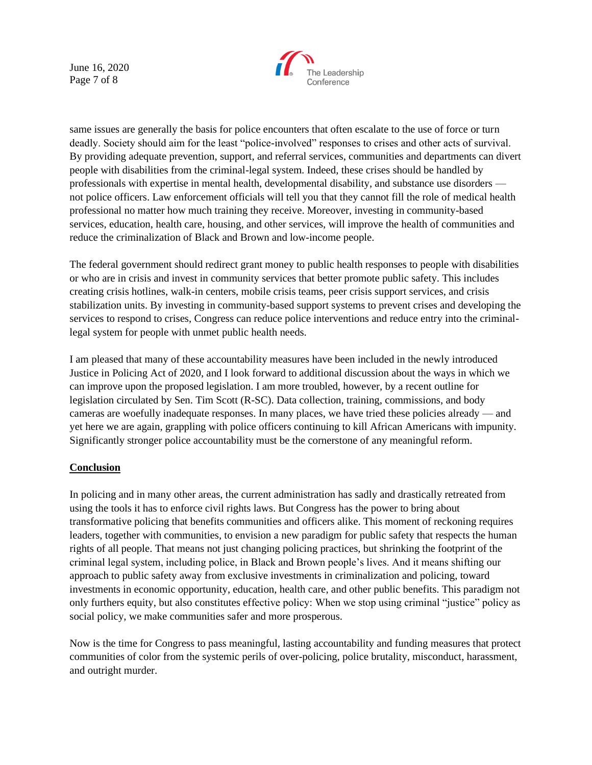same issues are generally the basis for police encounters that often escalate to the use of force or turn deadly. Society should aim for the least "police-involved" responses to crises and other acts of survival. By providing adequate prevention, support, and referral services, communities and departments can divert people with disabilities from the criminal-legal system. Indeed, these crises should be handled by professionals with expertise in mental health, developmental disability, and substance use disorders — not police officers. Law enforcement officials will tell you that they cannot fill the role of medical health professional no matter how much training they receive. Moreover, investing in community-based services, education, health care, housing, and other services, will improve the health of communities and reduce the criminalization of Black and Brown and low-income people.

The federal government should redirect grant money to public health responses to people with disabilities or who are in crisis and invest in community services that better promote public safety. This includes creating crisis hotlines, walk-in centers, mobile crisis teams, peer crisis support services, and crisis stabilization units. By investing in community-based support systems to prevent crises and developing the services to respond to crises, Congress can reduce police interventions and reduce entry into the criminal-legal system for people with unmet public health needs.

I am pleased that many of these accountability measures have been included in the newly introduced Justice in Policing Act of 2020, and I look forward to additional discussion about the ways in which we can improve upon the proposed legislation. I am more troubled, however, by a recent outline for legislation circulated by Sen. Tim Scott (R-SC). Data collection, training, commissions, and body cameras are woefully inadequate responses. In many places, we have tried these policies already — and yet here we are again, grappling with police officers continuing to kill African Americans with impunity. Significantly stronger police accountability must be the cornerstone of any meaningful reform.

## Conclusion

In policing and in many other areas, the current administration has sadly and drastically retreated from using the tools it has to enforce civil rights laws. But Congress has the power to bring about transformative policing that benefits communities and officers alike. This moment of reckoning requires leaders, together with communities, to envision a new paradigm for public safety that respects the human rights of all people. That means not just changing policing practices, but shrinking the footprint of the criminal legal system, including police, in Black and Brown people's lives. And it means shifting our approach to public safety away from exclusive investments in criminalization and policing, toward investments in economic opportunity, education, health care, and other public benefits. This paradigm not only furthers equity, but also constitutes effective policy: When we stop using criminal "justice" policy as social policy, we make communities safer and more prosperous.

Now is the time for Congress to pass meaningful, lasting accountability and funding measures that protect communities of color from the systemic perils of over-policing, police brutality, misconduct, harassment, and outright murder.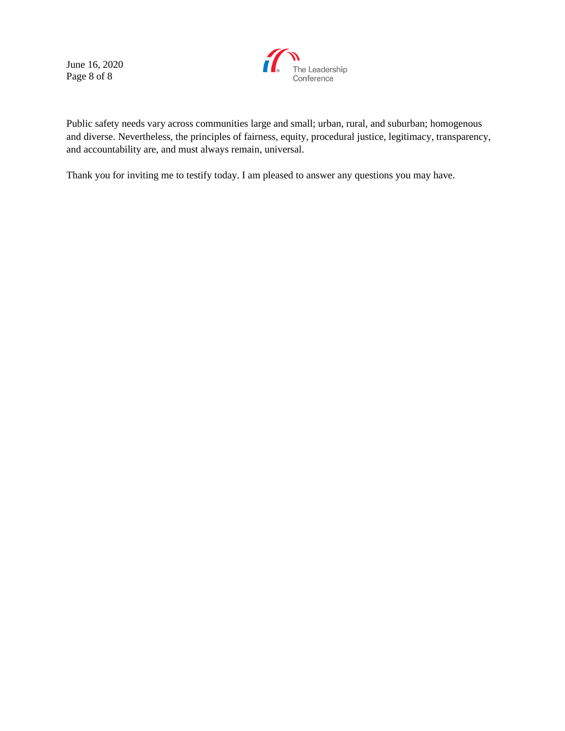Public safety needs vary across communities large and small; urban, rural, and suburban; homogenous and diverse. Nevertheless, the principles of fairness, equity, procedural justice, legitimacy, transparency, and accountability are, and must always remain, universal.

Thank you for inviting me to testify today. I am pleased to answer any questions you may have.